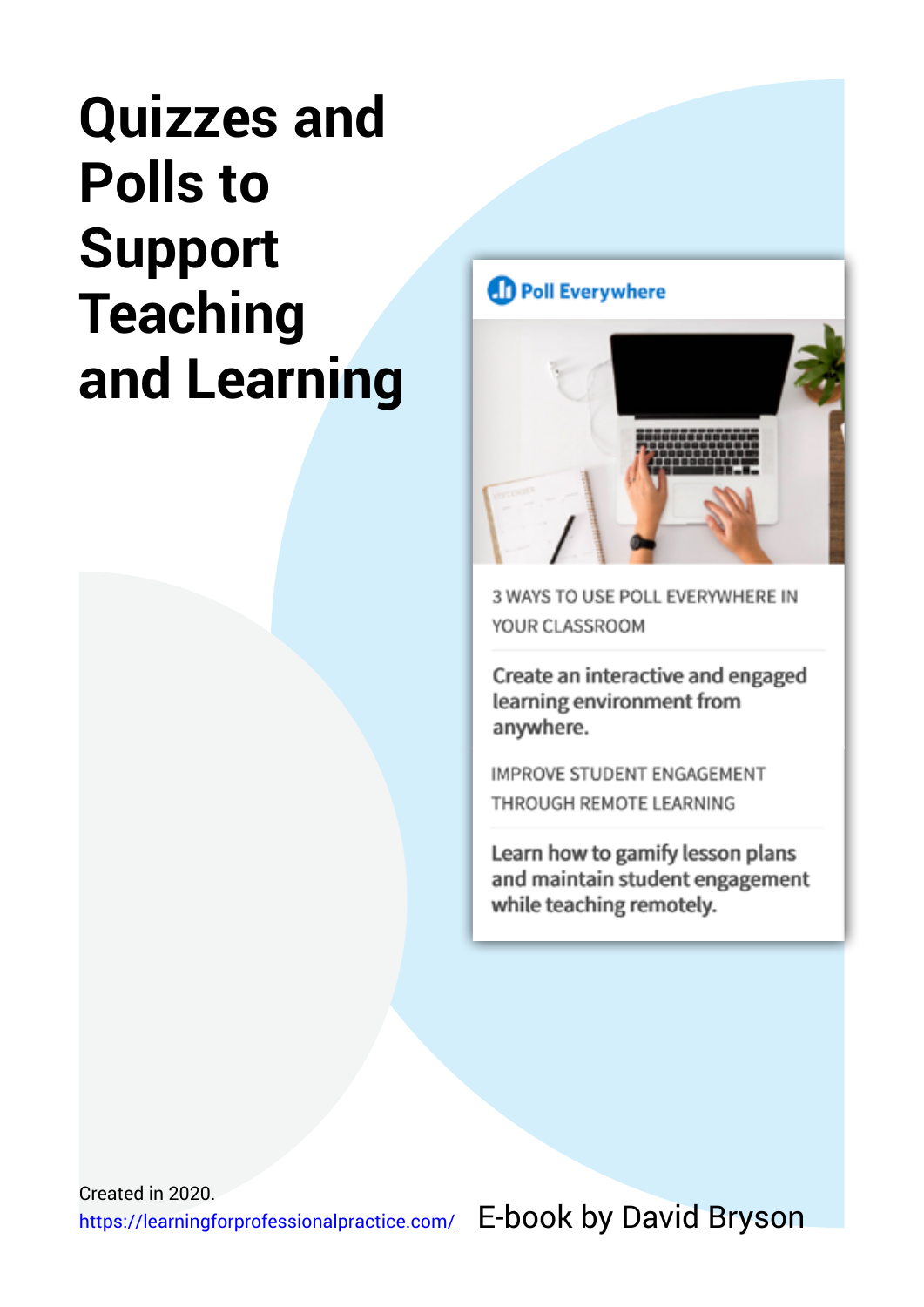# Quizzes and Polls to Support Teaching and Learning

Poll Everywhere

3 WAYS TO USE POLL EVERYWHERE IN YOUR CLASSROOM

Create an interactive and engaged learning environment from anywhere.

IMPROVE STUDENT ENGAGEMENT THROUGH REMOTE LEARNING

Learn how to gamify lesson plans and maintain student engagement while teaching remotely.

Created in 2020.

https://learningforprofessionalpractice.com/

E-book by David Bryson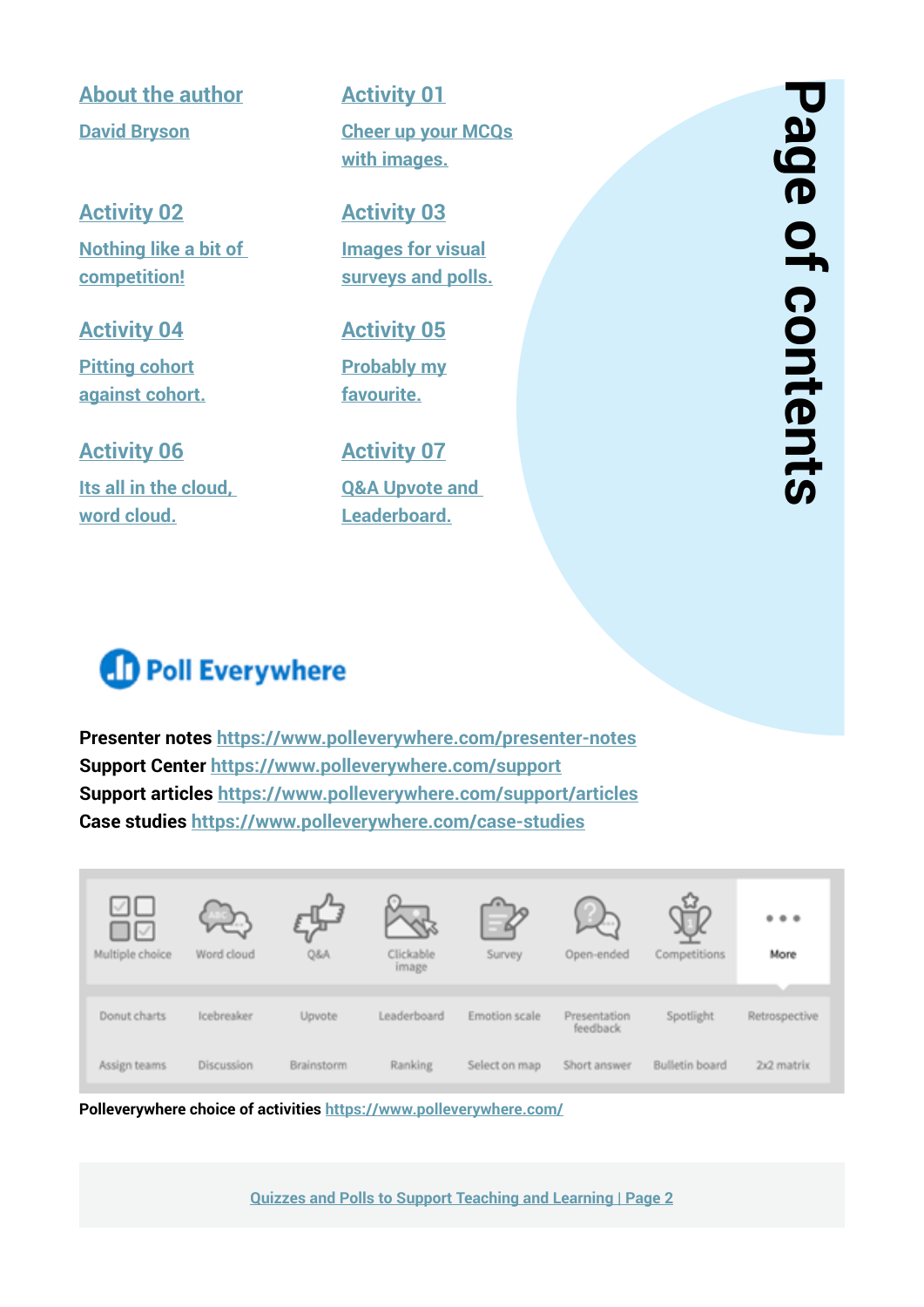# Page of contents

**About the author**
David Bryson

**Activity 01**
Cheer up your MCQs with images.

**Activity 02**
Nothing like a bit of competition!

**Activity 03**
Images for visual surveys and polls.

**Activity 04**
Pitting cohort against cohort.

**Activity 05**
Probably my favourite.

**Activity 06**
Its all in the cloud, word cloud.

**Activity 07**
Q&A Upvote and Leaderboard.

**Poll Everywhere**

**Presenter notes** https://www.polleverywhere.com/presenter-notes
**Support Center** https://www.polleverywhere.com/support
**Support articles** https://www.polleverywhere.com/support/articles
**Case studies** https://www.polleverywhere.com/case-studies

| Multiple choice | Word cloud | Q&A | Clickable image | Survey | Open-ended | Competitions | More |
|---|---|---|---|---|---|---|---|
| Donut charts | Icebreaker | Upvote | Leaderboard | Emotion scale | Presentation feedback | Spotlight | Retrospective |
| Assign teams | Discussion | Brainstorm | Ranking | Select on map | Short answer | Bulletin board | 2x2 matrix |

**Polleverywhere choice of activities** https://www.polleverywhere.com/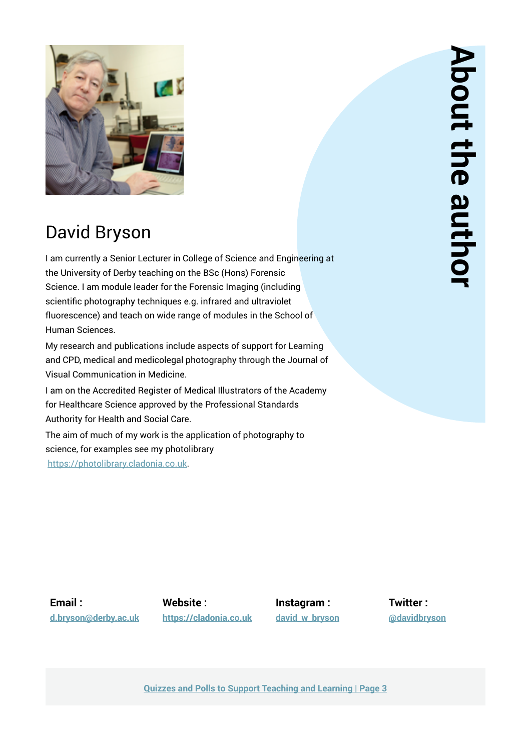# About the author

## David Bryson

I am currently a Senior Lecturer in College of Science and Engineering at the University of Derby teaching on the BSc (Hons) Forensic Science. I am module leader for the Forensic Imaging (including scientific photography techniques e.g. infrared and ultraviolet fluorescence) and teach on wide range of modules in the School of Human Sciences.

My research and publications include aspects of support for Learning and CPD, medical and medicolegal photography through the Journal of Visual Communication in Medicine.

I am on the Accredited Register of Medical Illustrators of the Academy for Healthcare Science approved by the Professional Standards Authority for Health and Social Care.

The aim of much of my work is the application of photography to science, for examples see my photolibrary [https://photolibrary.cladonia.co.uk](https://photolibrary.cladonia.co.uk).

**Email :** [d.bryson@derby.ac.uk](mailto:d.bryson@derby.ac.uk)

**Website :** [https://cladonia.co.uk](https://cladonia.co.uk)

**Instagram :** david_w_bryson

**Twitter :** @davidbryson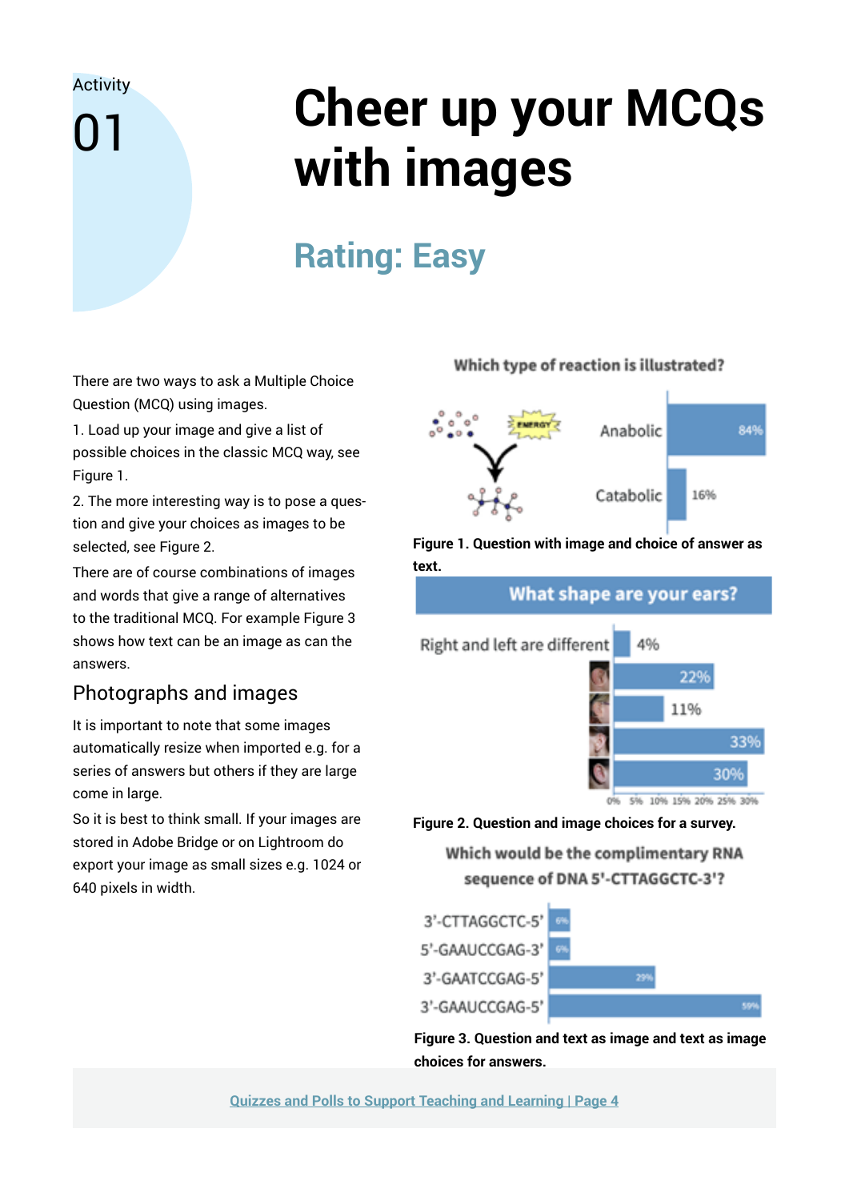Activity 01

# Cheer up your MCQs with images

## Rating: Easy

There are two ways to ask a Multiple Choice Question (MCQ) using images.

1. Load up your image and give a list of possible choices in the classic MCQ way, see Figure 1.

2. The more interesting way is to pose a question and give your choices as images to be selected, see Figure 2.

There are of course combinations of images and words that give a range of alternatives to the traditional MCQ. For example Figure 3 shows how text can be an image as can the answers.

### Photographs and images

It is important to note that some images automatically resize when imported e.g. for a series of answers but others if they are large come in large.

So it is best to think small. If your images are stored in Adobe Bridge or on Lightroom do export your image as small sizes e.g. 1024 or 640 pixels in width.

Which type of reaction is illustrated?

| Answer | Response |
|---|---|
| Anabolic | 84% |
| Catabolic | 16% |

**Figure 1. Question with image and choice of answer as text.**

What shape are your ears?

| Answer | Response |
|---|---|
| Right and left are different | 4% |
| (image) | 22% |
| (image) | 11% |
| (image) | 33% |
| (image) | 30% |

**Figure 2. Question and image choices for a survey.**

Which would be the complimentary RNA sequence of DNA 5'-CTTAGGCTC-3'?

| Answer | Response |
|---|---|
| 3'-CTTAGGCTC-5' | 6% |
| 5'-GAAUCCGAG-3' | 6% |
| 3'-GAATCCGAG-5' | 29% |
| 3'-GAAUCCGAG-5' | 59% |

**Figure 3. Question and text as image and text as image choices for answers.**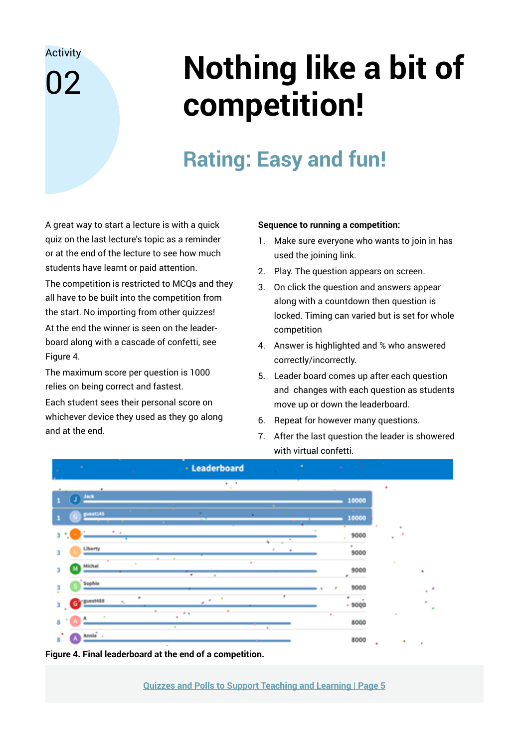Activity 02

# Nothing like a bit of competition!

## Rating: Easy and fun!

A great way to start a lecture is with a quick quiz on the last lecture's topic as a reminder or at the end of the lecture to see how much students have learnt or paid attention.

The competition is restricted to MCQs and they all have to be built into the competition from the start. No importing from other quizzes!

At the end the winner is seen on the leader-board along with a cascade of confetti, see Figure 4.

The maximum score per question is 1000 relies on being correct and fastest.

Each student sees their personal score on whichever device they used as they go along and at the end.

**Sequence to running a competition:**

1. Make sure everyone who wants to join in has used the joining link.
2. Play. The question appears on screen.
3. On click the question and answers appear along with a countdown then question is locked. Timing can varied but is set for whole competition
4. Answer is highlighted and % who answered correctly/incorrectly.
5. Leader board comes up after each question and changes with each question as students move up or down the leaderboard.
6. Repeat for however many questions.
7. After the last question the leader is showered with virtual confetti.

**Figure 4. Final leaderboard at the end of a competition.**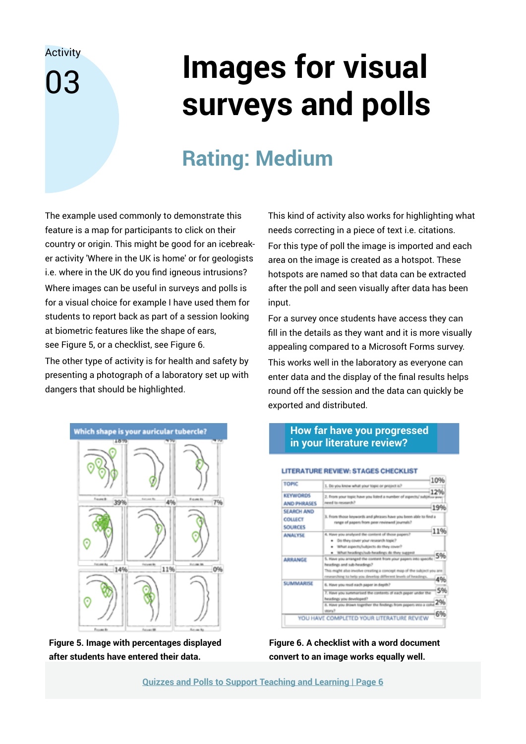Activity

03

# Images for visual surveys and polls

## Rating: Medium

The example used commonly to demonstrate this feature is a map for participants to click on their country or origin. This might be good for an icebreaker activity 'Where in the UK is home' or for geologists i.e. where in the UK do you find igneous intrusions?

Where images can be useful in surveys and polls is for a visual choice for example I have used them for students to report back as part of a session looking at biometric features like the shape of ears, see Figure 5, or a checklist, see Figure 6.

The other type of activity is for health and safety by presenting a photograph of a laboratory set up with dangers that should be highlighted.

This kind of activity also works for highlighting what needs correcting in a piece of text i.e. citations.

For this type of poll the image is imported and each area on the image is created as a hotspot. These hotspots are named so that data can be extracted after the poll and seen visually after data has been input.

For a survey once students have access they can fill in the details as they want and it is more visually appealing compared to a Microsoft Forms survey.

This works well in the laboratory as everyone can enter data and the display of the final results helps round off the session and the data can quickly be exported and distributed.

**Figure 5. Image with percentages displayed after students have entered their data.**

**Figure 6. A checklist with a word document convert to an image works equally well.**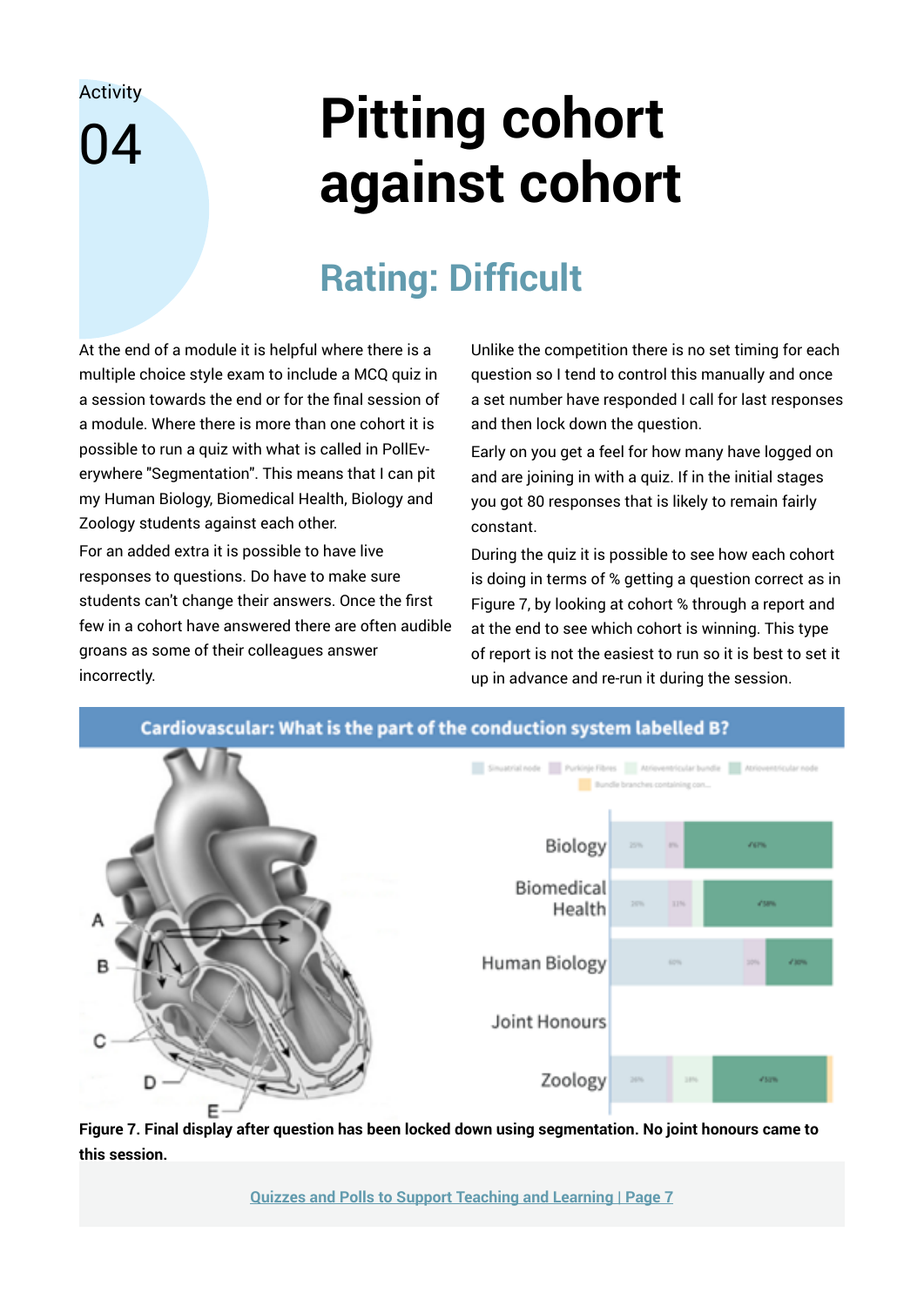Activity 04

# Pitting cohort against cohort

## Rating: Difficult

At the end of a module it is helpful where there is a multiple choice style exam to include a MCQ quiz in a session towards the end or for the final session of a module. Where there is more than one cohort it is possible to run a quiz with what is called in PollEverywhere "Segmentation". This means that I can pit my Human Biology, Biomedical Health, Biology and Zoology students against each other.

For an added extra it is possible to have live responses to questions. Do have to make sure students can't change their answers. Once the first few in a cohort have answered there are often audible groans as some of their colleagues answer incorrectly.

Unlike the competition there is no set timing for each question so I tend to control this manually and once a set number have responded I call for last responses and then lock down the question.

Early on you get a feel for how many have logged on and are joining in with a quiz. If in the initial stages you got 80 responses that is likely to remain fairly constant.

During the quiz it is possible to see how each cohort is doing in terms of % getting a question correct as in Figure 7, by looking at cohort % through a report and at the end to see which cohort is winning. This type of report is not the easiest to run so it is best to set it up in advance and re-run it during the session.

**Figure 7. Final display after question has been locked down using segmentation. No joint honours came to this session.**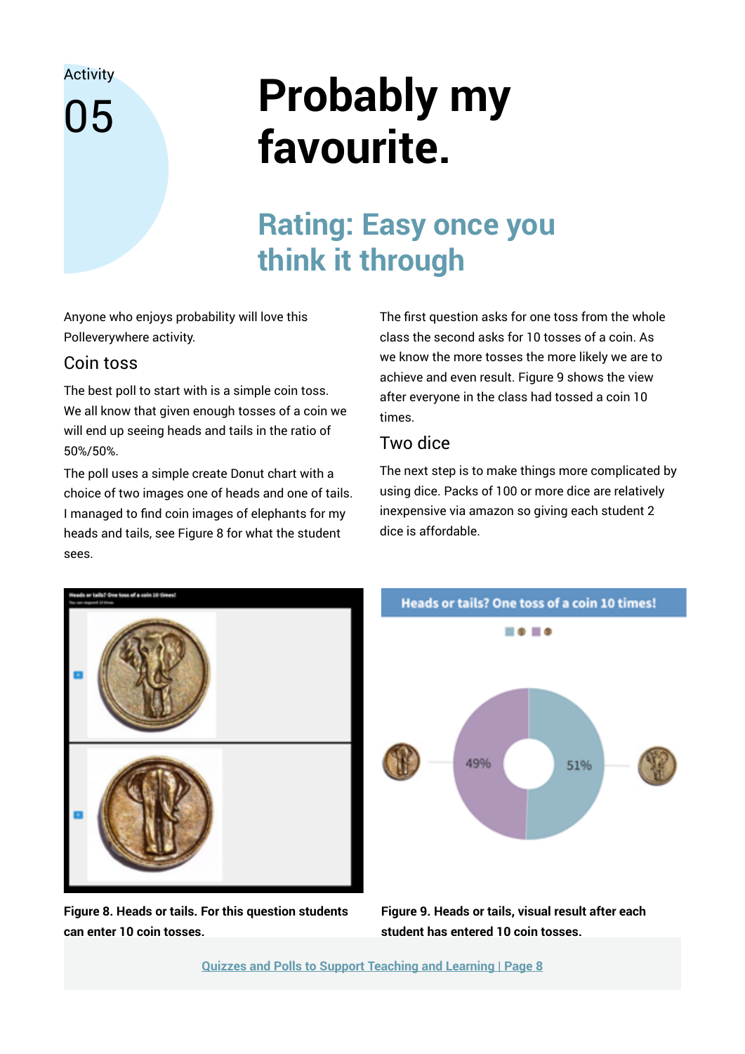Activity 05

# Probably my favourite.

## Rating: Easy once you think it through

Anyone who enjoys probability will love this Polleverywhere activity.

### Coin toss

The best poll to start with is a simple coin toss. We all know that given enough tosses of a coin we will end up seeing heads and tails in the ratio of 50%/50%.

The poll uses a simple create Donut chart with a choice of two images one of heads and one of tails. I managed to find coin images of elephants for my heads and tails, see Figure 8 for what the student sees.

The first question asks for one toss from the whole class the second asks for 10 tosses of a coin. As we know the more tosses the more likely we are to achieve and even result. Figure 9 shows the view after everyone in the class had tossed a coin 10 times.

### Two dice

The next step is to make things more complicated by using dice. Packs of 100 or more dice are relatively inexpensive via amazon so giving each student 2 dice is affordable.

**Figure 8. Heads or tails. For this question students can enter 10 coin tosses.**

**Figure 9. Heads or tails, visual result after each student has entered 10 coin tosses.**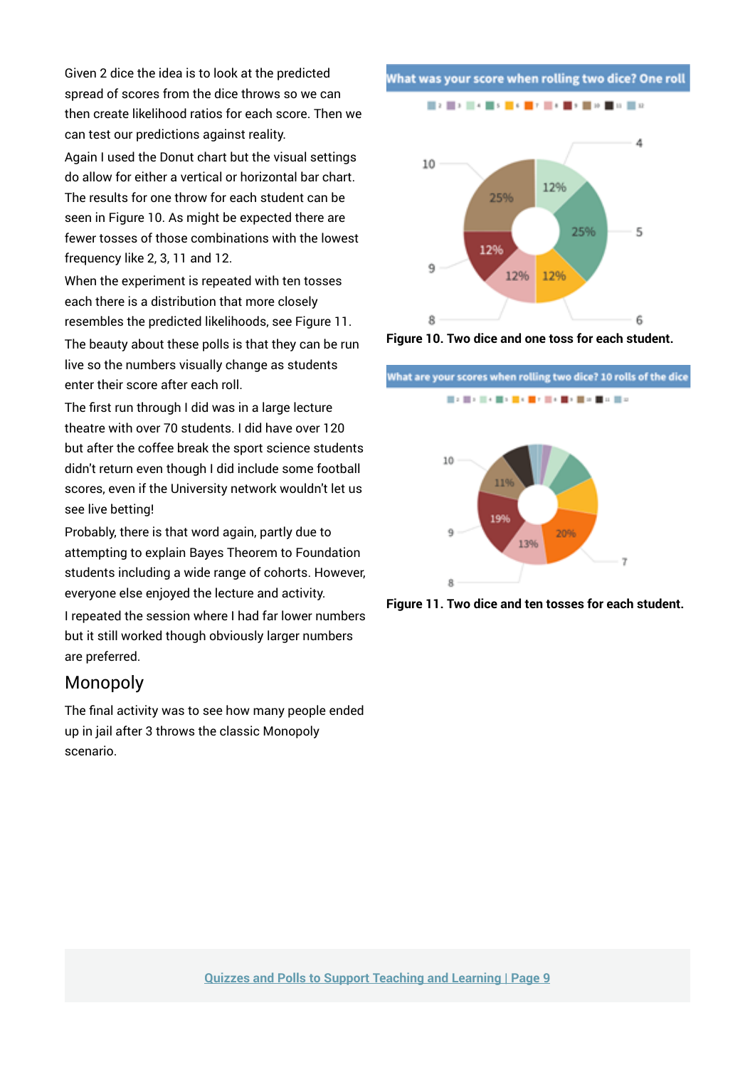Given 2 dice the idea is to look at the predicted spread of scores from the dice throws so we can then create likelihood ratios for each score. Then we can test our predictions against reality.

Again I used the Donut chart but the visual settings do allow for either a vertical or horizontal bar chart. The results for one throw for each student can be seen in Figure 10. As might be expected there are fewer tosses of those combinations with the lowest frequency like 2, 3, 11 and 12.

When the experiment is repeated with ten tosses each there is a distribution that more closely resembles the predicted likelihoods, see Figure 11.

The beauty about these polls is that they can be run live so the numbers visually change as students enter their score after each roll.

The first run through I did was in a large lecture theatre with over 70 students. I did have over 120 but after the coffee break the sport science students didn't return even though I did include some football scores, even if the University network wouldn't let us see live betting!

Probably, there is that word again, partly due to attempting to explain Bayes Theorem to Foundation students including a wide range of cohorts. However, everyone else enjoyed the lecture and activity.

I repeated the session where I had far lower numbers but it still worked though obviously larger numbers are preferred.

## Monopoly

The final activity was to see how many people ended up in jail after 3 throws the classic Monopoly scenario.

**Figure 10. Two dice and one toss for each student.**

**Figure 11. Two dice and ten tosses for each student.**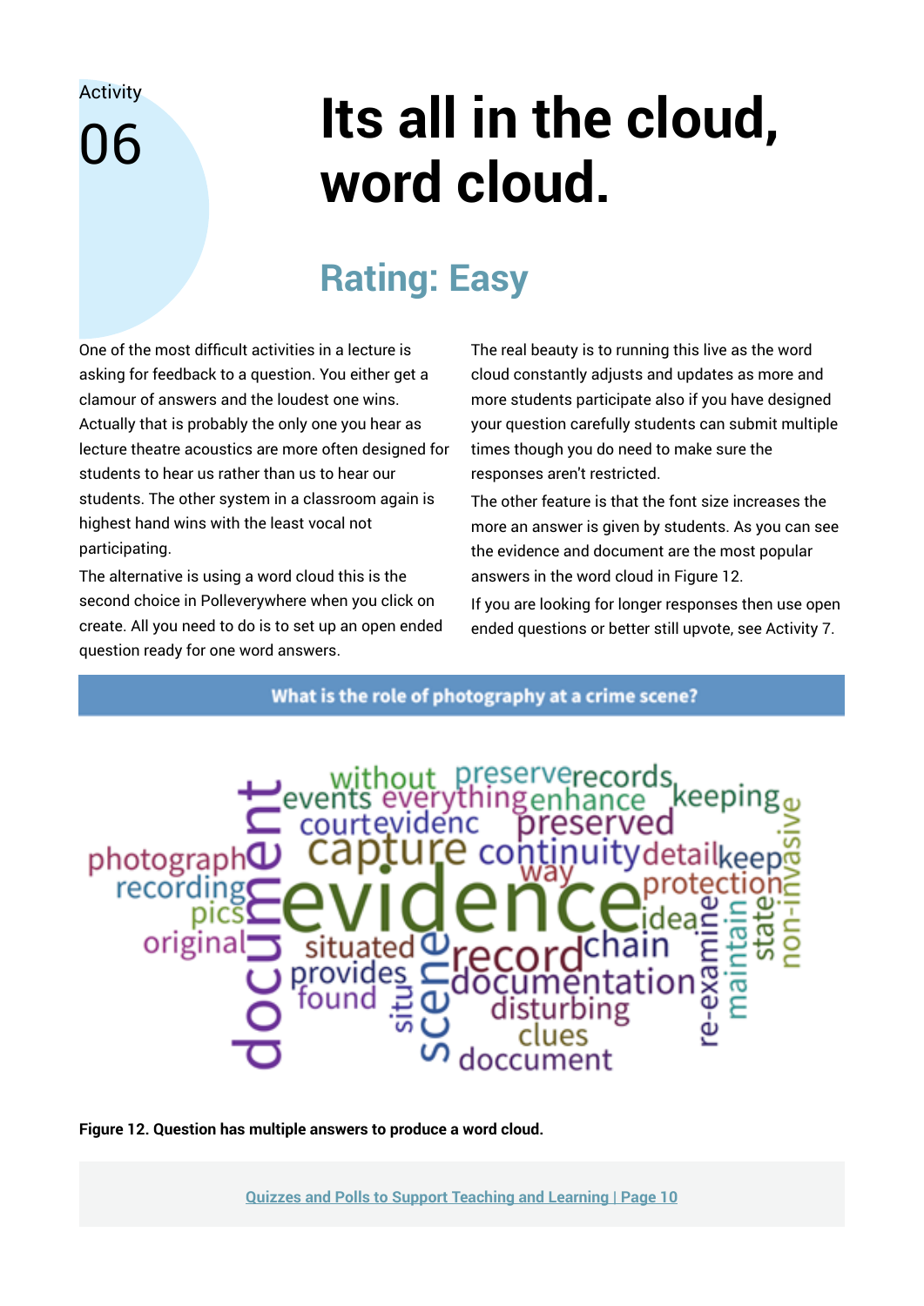Activity

06

# Its all in the cloud, word cloud.

## Rating: Easy

One of the most difficult activities in a lecture is asking for feedback to a question. You either get a clamour of answers and the loudest one wins. Actually that is probably the only one you hear as lecture theatre acoustics are more often designed for students to hear us rather than us to hear our students. The other system in a classroom again is highest hand wins with the least vocal not participating.

The alternative is using a word cloud this is the second choice in Polleverywhere when you click on create. All you need to do is to set up an open ended question ready for one word answers.

The real beauty is to running this live as the word cloud constantly adjusts and updates as more and more students participate also if you have designed your question carefully students can submit multiple times though you do need to make sure the responses aren't restricted.

The other feature is that the font size increases the more an answer is given by students. As you can see the evidence and document are the most popular answers in the word cloud in Figure 12.

If you are looking for longer responses then use open ended questions or better still upvote, see Activity 7.

**What is the role of photography at a crime scene?**

without preserve records events everything enhance keeping court evidenc preserved capture continuity detail keep photograph way protection recording evidence pics idea original situated record chain provides documentation found disturbing clues doccument document scene situ re-examine maintain state non-invasive

**Figure 12. Question has multiple answers to produce a word cloud.**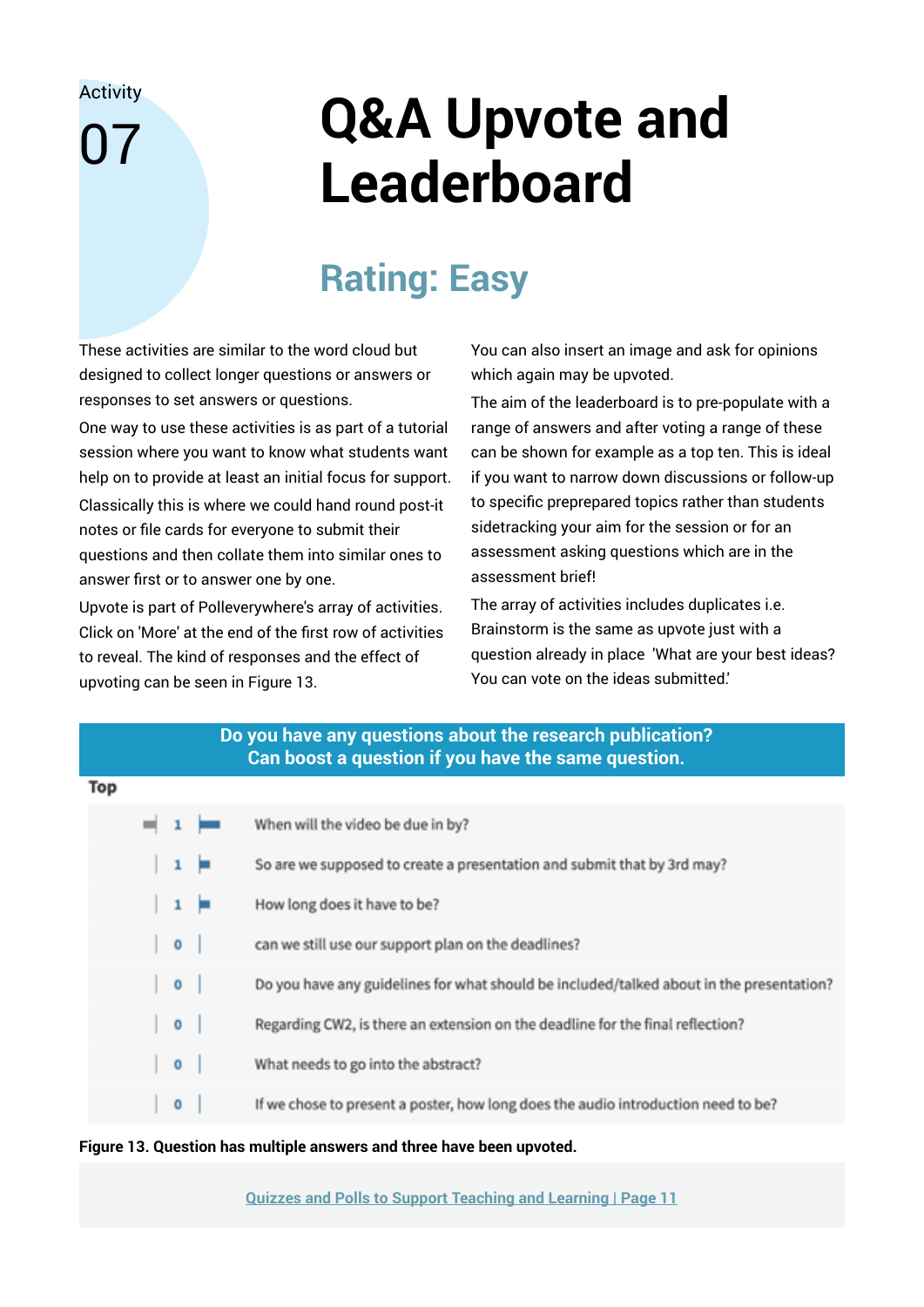Activity

07

# Q&A Upvote and Leaderboard

## Rating: Easy

These activities are similar to the word cloud but designed to collect longer questions or answers or responses to set answers or questions.

One way to use these activities is as part of a tutorial session where you want to know what students want help on to provide at least an initial focus for support. Classically this is where we could hand round post-it notes or file cards for everyone to submit their questions and then collate them into similar ones to answer first or to answer one by one.

Upvote is part of Polleverywhere's array of activities. Click on 'More' at the end of the first row of activities to reveal. The kind of responses and the effect of upvoting can be seen in Figure 13.

You can also insert an image and ask for opinions which again may be upvoted.

The aim of the leaderboard is to pre-populate with a range of answers and after voting a range of these can be shown for example as a top ten. This is ideal if you want to narrow down discussions or follow-up to specific preprepared topics rather than students sidetracking your aim for the session or for an assessment asking questions which are in the assessment brief!

The array of activities includes duplicates i.e. Brainstorm is the same as upvote just with a question already in place 'What are your best ideas? You can vote on the ideas submitted.'

**Do you have any questions about the research publication?**
**Can boost a question if you have the same question.**

Top

| | |
|---|---|
| 1 | When will the video be due in by? |
| 1 | So are we supposed to create a presentation and submit that by 3rd may? |
| 1 | How long does it have to be? |
| 0 | can we still use our support plan on the deadlines? |
| 0 | Do you have any guidelines for what should be included/talked about in the presentation? |
| 0 | Regarding CW2, is there an extension on the deadline for the final reflection? |
| 0 | What needs to go into the abstract? |
| 0 | If we chose to present a poster, how long does the audio introduction need to be? |

**Figure 13. Question has multiple answers and three have been upvoted.**